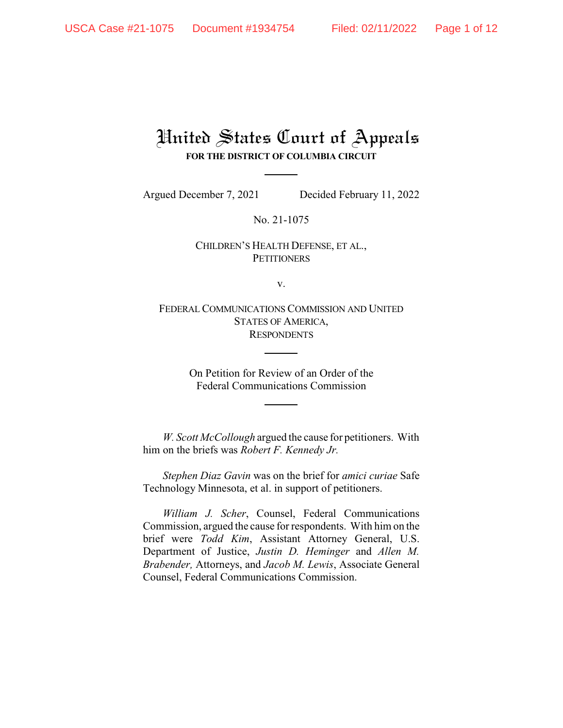# United States Court of Appeals

**FOR THE DISTRICT OF COLUMBIA CIRCUIT**

---

Argued December 7, 2021 Decided February 11, 2022

No. 21-1075

CHILDREN'S HEALTH DEFENSE, ET AL.,
PETITIONERS

v.

FEDERAL COMMUNICATIONS COMMISSION AND UNITED STATES OF AMERICA,
RESPONDENTS

---

On Petition for Review of an Order of the
Federal Communications Commission

---

*W. Scott McCollough* argued the cause for petitioners. With him on the briefs was *Robert F. Kennedy Jr.*

*Stephen Diaz Gavin* was on the brief for *amici curiae* Safe Technology Minnesota, et al. in support of petitioners.

*William J. Scher*, Counsel, Federal Communications Commission, argued the cause for respondents. With him on the brief were *Todd Kim*, Assistant Attorney General, U.S. Department of Justice, *Justin D. Heminger* and *Allen M. Brabender,* Attorneys, and *Jacob M. Lewis*, Associate General Counsel, Federal Communications Commission.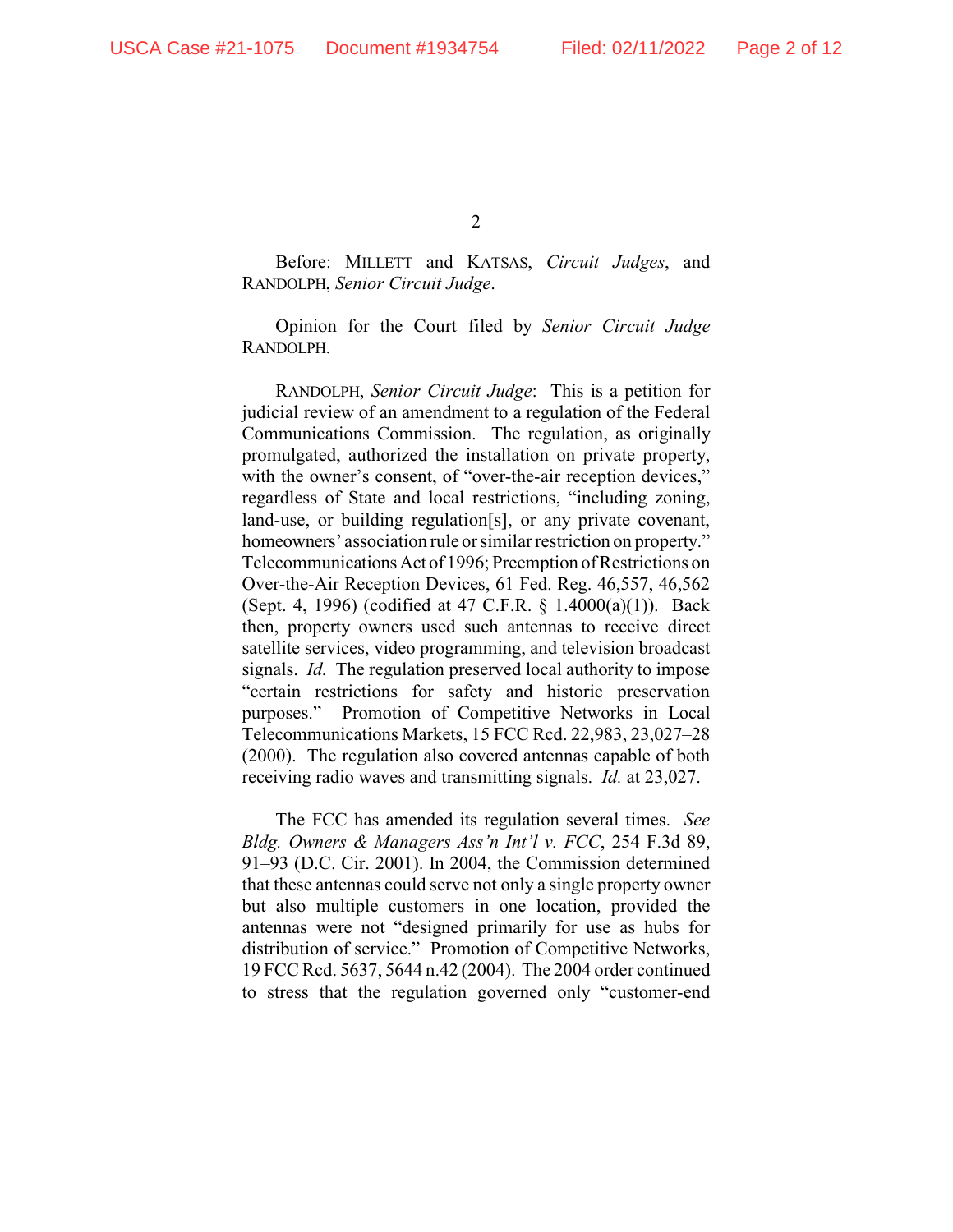Before: MILLETT and KATSAS, *Circuit Judges*, and RANDOLPH, *Senior Circuit Judge*.

Opinion for the Court filed by *Senior Circuit Judge* RANDOLPH.

RANDOLPH, *Senior Circuit Judge*: This is a petition for judicial review of an amendment to a regulation of the Federal Communications Commission. The regulation, as originally promulgated, authorized the installation on private property, with the owner's consent, of "over-the-air reception devices," regardless of State and local restrictions, "including zoning, land-use, or building regulation[s], or any private covenant, homeowners' association rule or similar restriction on property." Telecommunications Act of 1996; Preemption of Restrictions on Over-the-Air Reception Devices, 61 Fed. Reg. 46,557, 46,562 (Sept. 4, 1996) (codified at 47 C.F.R. § 1.4000(a)(1)). Back then, property owners used such antennas to receive direct satellite services, video programming, and television broadcast signals. *Id.* The regulation preserved local authority to impose "certain restrictions for safety and historic preservation purposes." Promotion of Competitive Networks in Local Telecommunications Markets, 15 FCC Rcd. 22,983, 23,027–28 (2000). The regulation also covered antennas capable of both receiving radio waves and transmitting signals. *Id.* at 23,027.

The FCC has amended its regulation several times. *See Bldg. Owners & Managers Ass'n Int'l v. FCC*, 254 F.3d 89, 91–93 (D.C. Cir. 2001). In 2004, the Commission determined that these antennas could serve not only a single property owner but also multiple customers in one location, provided the antennas were not "designed primarily for use as hubs for distribution of service." Promotion of Competitive Networks, 19 FCC Rcd. 5637, 5644 n.42 (2004). The 2004 order continued to stress that the regulation governed only "customer-end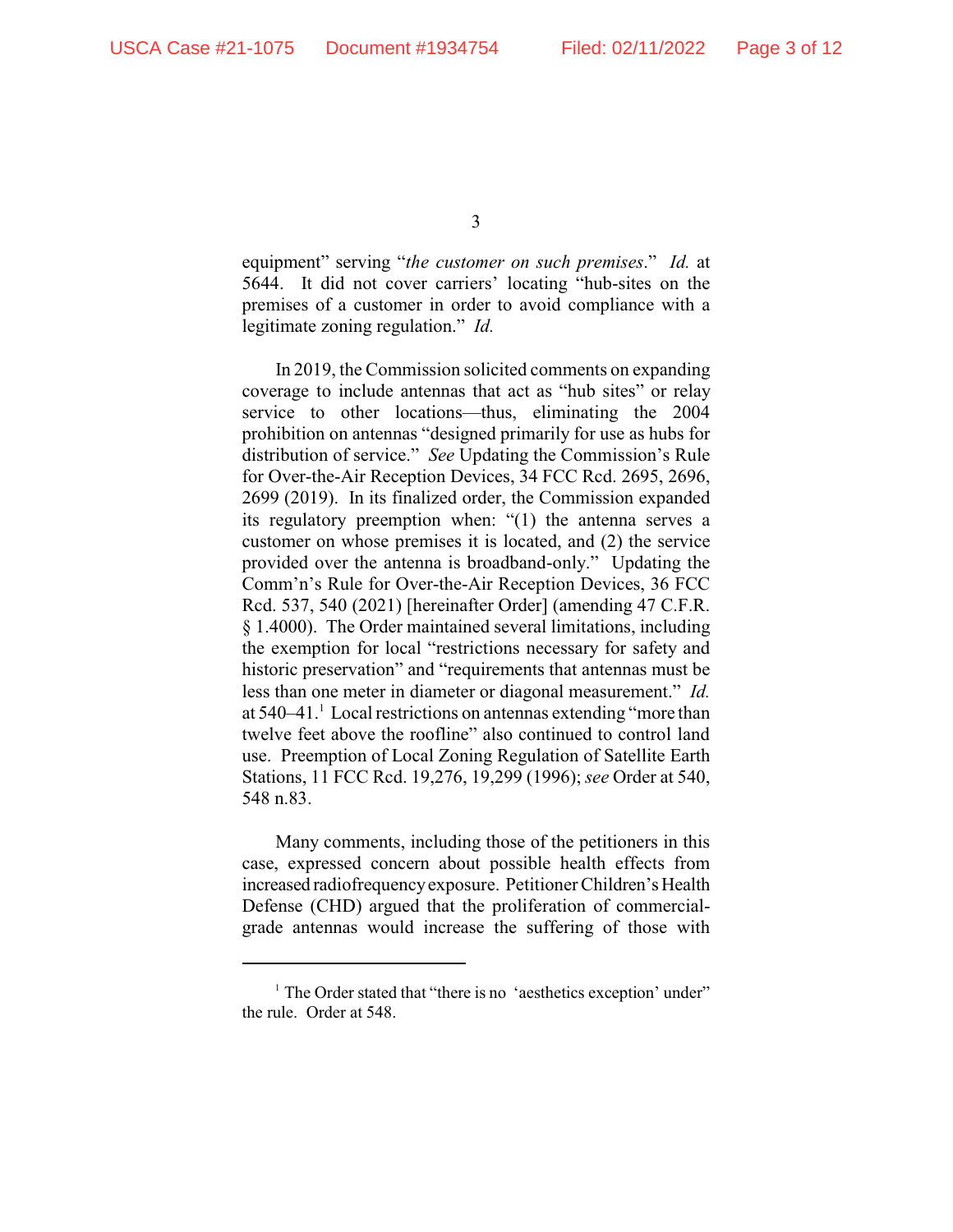equipment" serving "*the customer on such premises*." *Id.* at 5644. It did not cover carriers' locating "hub-sites on the premises of a customer in order to avoid compliance with a legitimate zoning regulation." *Id.*

In 2019, the Commission solicited comments on expanding coverage to include antennas that act as "hub sites" or relay service to other locations—thus, eliminating the 2004 prohibition on antennas "designed primarily for use as hubs for distribution of service." *See* Updating the Commission's Rule for Over-the-Air Reception Devices, 34 FCC Rcd. 2695, 2696, 2699 (2019). In its finalized order, the Commission expanded its regulatory preemption when: "(1) the antenna serves a customer on whose premises it is located, and (2) the service provided over the antenna is broadband-only." Updating the Comm'n's Rule for Over-the-Air Reception Devices, 36 FCC Rcd. 537, 540 (2021) [hereinafter Order] (amending 47 C.F.R. § 1.4000). The Order maintained several limitations, including the exemption for local "restrictions necessary for safety and historic preservation" and "requirements that antennas must be less than one meter in diameter or diagonal measurement." *Id.* at 540–41.[1] Local restrictions on antennas extending "more than twelve feet above the roofline" also continued to control land use. Preemption of Local Zoning Regulation of Satellite Earth Stations, 11 FCC Rcd. 19,276, 19,299 (1996); *see* Order at 540, 548 n.83.

Many comments, including those of the petitioners in this case, expressed concern about possible health effects from increased radiofrequency exposure. Petitioner Children's Health Defense (CHD) argued that the proliferation of commercial-grade antennas would increase the suffering of those with

---

[1] The Order stated that "there is no 'aesthetics exception' under" the rule. Order at 548.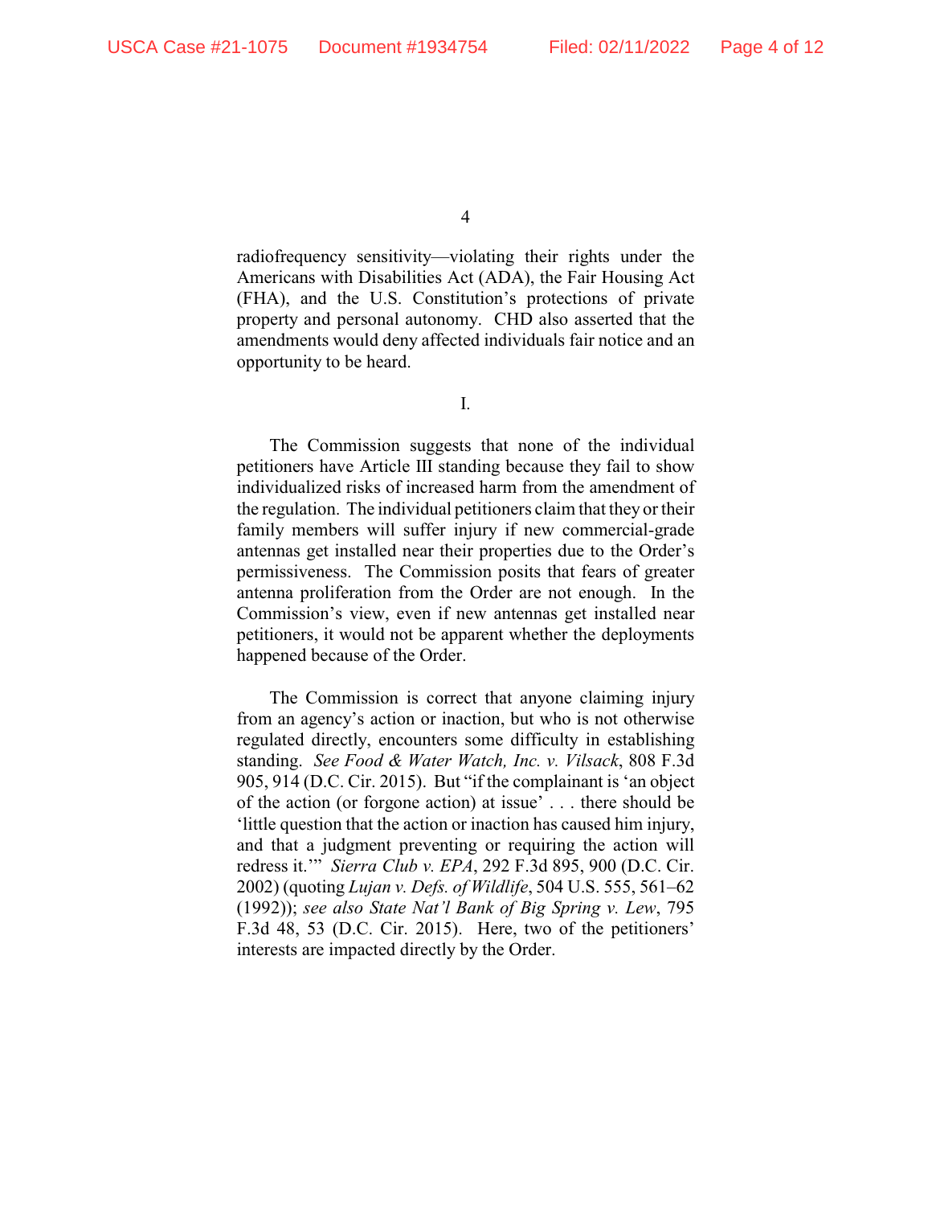radiofrequency sensitivity—violating their rights under the Americans with Disabilities Act (ADA), the Fair Housing Act (FHA), and the U.S. Constitution's protections of private property and personal autonomy. CHD also asserted that the amendments would deny affected individuals fair notice and an opportunity to be heard.

## I.

The Commission suggests that none of the individual petitioners have Article III standing because they fail to show individualized risks of increased harm from the amendment of the regulation. The individual petitioners claim that they or their family members will suffer injury if new commercial-grade antennas get installed near their properties due to the Order's permissiveness. The Commission posits that fears of greater antenna proliferation from the Order are not enough. In the Commission's view, even if new antennas get installed near petitioners, it would not be apparent whether the deployments happened because of the Order.

The Commission is correct that anyone claiming injury from an agency's action or inaction, but who is not otherwise regulated directly, encounters some difficulty in establishing standing. *See Food & Water Watch, Inc. v. Vilsack*, 808 F.3d 905, 914 (D.C. Cir. 2015). But "if the complainant is 'an object of the action (or forgone action) at issue' . . . there should be 'little question that the action or inaction has caused him injury, and that a judgment preventing or requiring the action will redress it.'" *Sierra Club v. EPA*, 292 F.3d 895, 900 (D.C. Cir. 2002) (quoting *Lujan v. Defs. of Wildlife*, 504 U.S. 555, 561–62 (1992)); *see also State Nat'l Bank of Big Spring v. Lew*, 795 F.3d 48, 53 (D.C. Cir. 2015). Here, two of the petitioners' interests are impacted directly by the Order.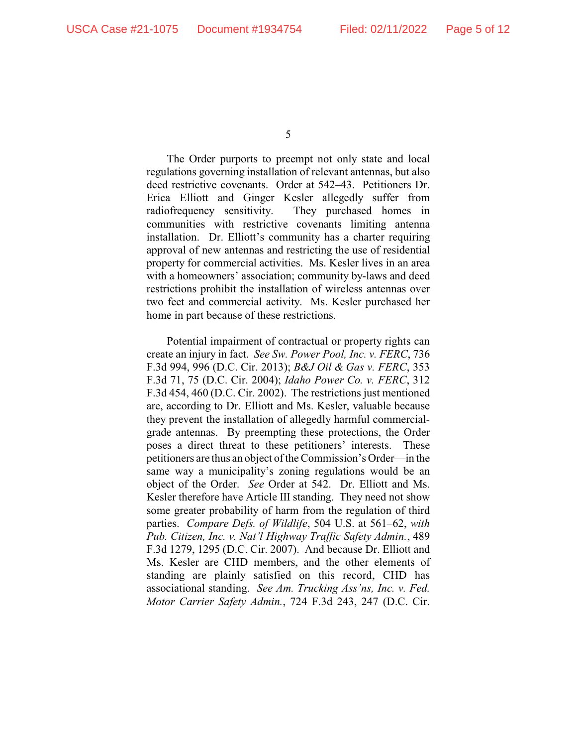The Order purports to preempt not only state and local regulations governing installation of relevant antennas, but also deed restrictive covenants. Order at 542–43. Petitioners Dr. Erica Elliott and Ginger Kesler allegedly suffer from radiofrequency sensitivity. They purchased homes in communities with restrictive covenants limiting antenna installation. Dr. Elliott's community has a charter requiring approval of new antennas and restricting the use of residential property for commercial activities. Ms. Kesler lives in an area with a homeowners' association; community by-laws and deed restrictions prohibit the installation of wireless antennas over two feet and commercial activity. Ms. Kesler purchased her home in part because of these restrictions.

Potential impairment of contractual or property rights can create an injury in fact. *See Sw. Power Pool, Inc. v. FERC*, 736 F.3d 994, 996 (D.C. Cir. 2013); *B&J Oil & Gas v. FERC*, 353 F.3d 71, 75 (D.C. Cir. 2004); *Idaho Power Co. v. FERC*, 312 F.3d 454, 460 (D.C. Cir. 2002). The restrictions just mentioned are, according to Dr. Elliott and Ms. Kesler, valuable because they prevent the installation of allegedly harmful commercial-grade antennas. By preempting these protections, the Order poses a direct threat to these petitioners' interests. These petitioners are thus an object of the Commission's Order—in the same way a municipality's zoning regulations would be an object of the Order. *See* Order at 542. Dr. Elliott and Ms. Kesler therefore have Article III standing. They need not show some greater probability of harm from the regulation of third parties. *Compare Defs. of Wildlife*, 504 U.S. at 561–62, *with Pub. Citizen, Inc. v. Nat'l Highway Traffic Safety Admin.*, 489 F.3d 1279, 1295 (D.C. Cir. 2007). And because Dr. Elliott and Ms. Kesler are CHD members, and the other elements of standing are plainly satisfied on this record, CHD has associational standing. *See Am. Trucking Ass'ns, Inc. v. Fed. Motor Carrier Safety Admin.*, 724 F.3d 243, 247 (D.C. Cir.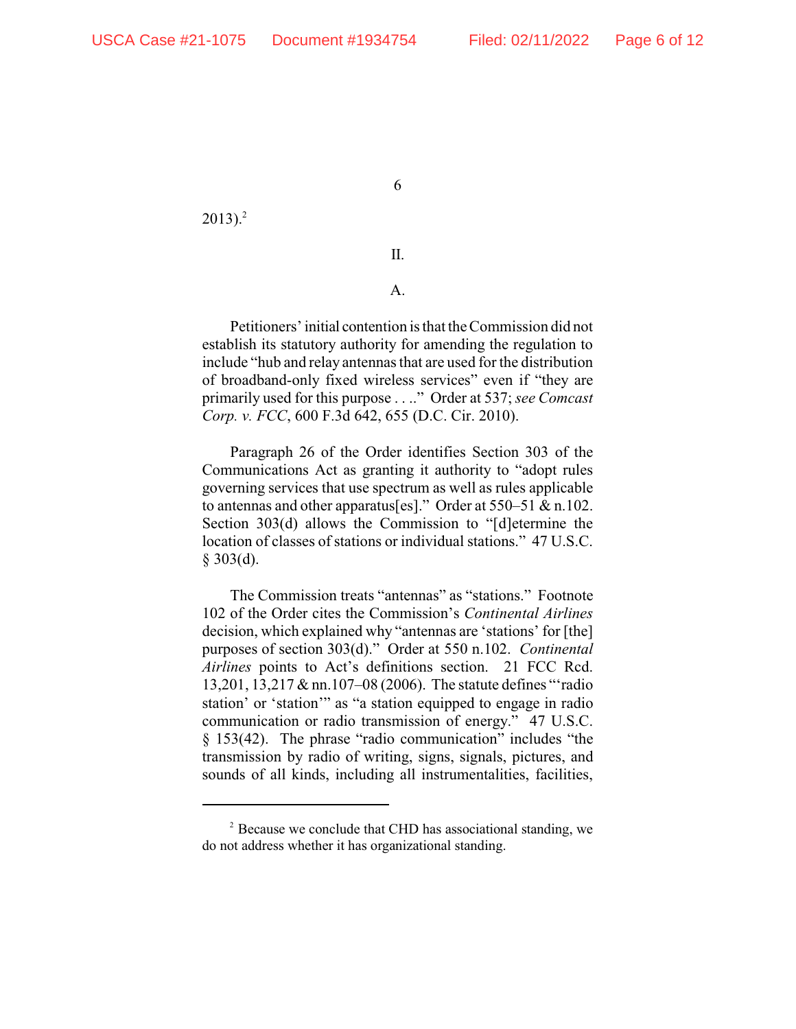2013).[2]

II.

A.

Petitioners' initial contention is that the Commission did not establish its statutory authority for amending the regulation to include "hub and relay antennas that are used for the distribution of broadband-only fixed wireless services" even if "they are primarily used for this purpose . . . ." Order at 537; *see Comcast Corp. v. FCC*, 600 F.3d 642, 655 (D.C. Cir. 2010).

Paragraph 26 of the Order identifies Section 303 of the Communications Act as granting it authority to "adopt rules governing services that use spectrum as well as rules applicable to antennas and other apparatus[es]." Order at 550–51 & n.102. Section 303(d) allows the Commission to "[d]etermine the location of classes of stations or individual stations." 47 U.S.C. § 303(d).

The Commission treats "antennas" as "stations." Footnote 102 of the Order cites the Commission's *Continental Airlines* decision, which explained why "antennas are 'stations' for [the] purposes of section 303(d)." Order at 550 n.102. *Continental Airlines* points to Act's definitions section. 21 FCC Rcd. 13,201, 13,217 & nn.107–08 (2006). The statute defines "'radio station' or 'station'" as "a station equipped to engage in radio communication or radio transmission of energy." 47 U.S.C. § 153(42). The phrase "radio communication" includes "the transmission by radio of writing, signs, signals, pictures, and sounds of all kinds, including all instrumentalities, facilities,

---

[2] Because we conclude that CHD has associational standing, we do not address whether it has organizational standing.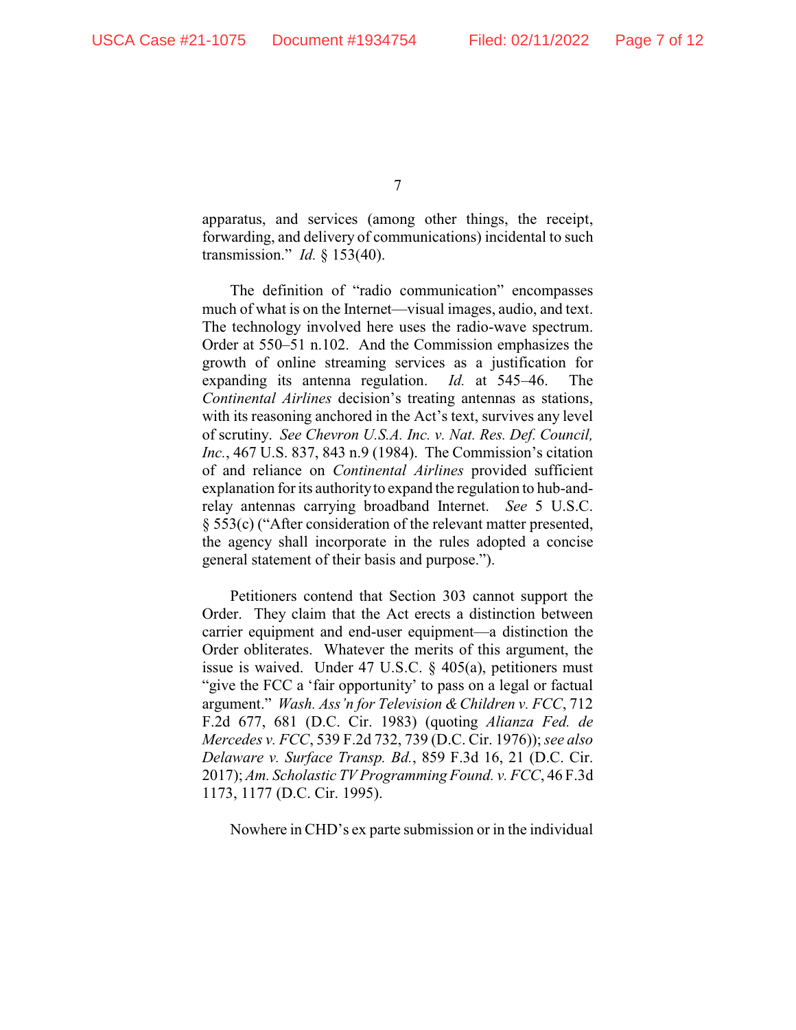apparatus, and services (among other things, the receipt, forwarding, and delivery of communications) incidental to such transmission." *Id.* § 153(40).

The definition of "radio communication" encompasses much of what is on the Internet—visual images, audio, and text. The technology involved here uses the radio-wave spectrum. Order at 550–51 n.102. And the Commission emphasizes the growth of online streaming services as a justification for expanding its antenna regulation. *Id.* at 545–46. The *Continental Airlines* decision's treating antennas as stations, with its reasoning anchored in the Act's text, survives any level of scrutiny. *See Chevron U.S.A. Inc. v. Nat. Res. Def. Council, Inc.*, 467 U.S. 837, 843 n.9 (1984). The Commission's citation of and reliance on *Continental Airlines* provided sufficient explanation for its authority to expand the regulation to hub-and-relay antennas carrying broadband Internet. *See* 5 U.S.C. § 553(c) ("After consideration of the relevant matter presented, the agency shall incorporate in the rules adopted a concise general statement of their basis and purpose.").

Petitioners contend that Section 303 cannot support the Order. They claim that the Act erects a distinction between carrier equipment and end-user equipment—a distinction the Order obliterates. Whatever the merits of this argument, the issue is waived. Under 47 U.S.C. § 405(a), petitioners must "give the FCC a 'fair opportunity' to pass on a legal or factual argument." *Wash. Ass'n for Television & Children v. FCC*, 712 F.2d 677, 681 (D.C. Cir. 1983) (quoting *Alianza Fed. de Mercedes v. FCC*, 539 F.2d 732, 739 (D.C. Cir. 1976)); *see also Delaware v. Surface Transp. Bd.*, 859 F.3d 16, 21 (D.C. Cir. 2017); *Am. Scholastic TV Programming Found. v. FCC*, 46 F.3d 1173, 1177 (D.C. Cir. 1995).

Nowhere in CHD's ex parte submission or in the individual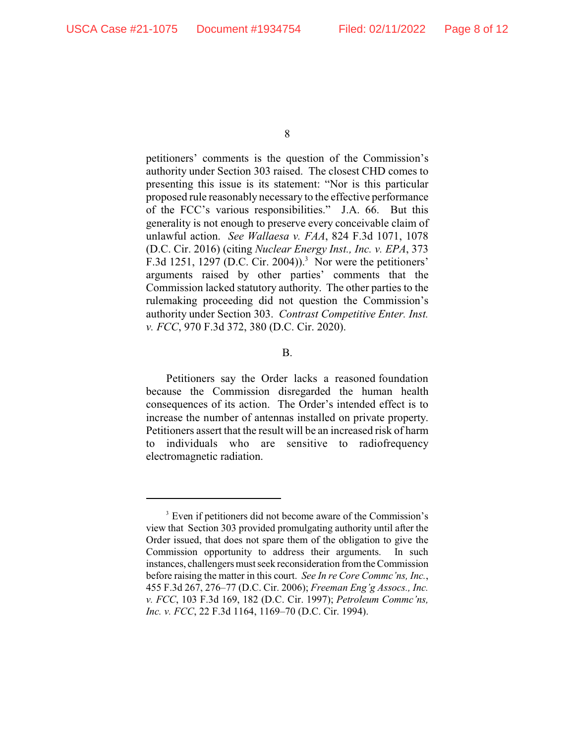petitioners' comments is the question of the Commission's authority under Section 303 raised. The closest CHD comes to presenting this issue is its statement: "Nor is this particular proposed rule reasonably necessary to the effective performance of the FCC's various responsibilities." J.A. 66. But this generality is not enough to preserve every conceivable claim of unlawful action. *See Wallaesa v. FAA*, 824 F.3d 1071, 1078 (D.C. Cir. 2016) (citing *Nuclear Energy Inst., Inc. v. EPA*, 373 F.3d 1251, 1297 (D.C. Cir. 2004)).[3] Nor were the petitioners' arguments raised by other parties' comments that the Commission lacked statutory authority. The other parties to the rulemaking proceeding did not question the Commission's authority under Section 303. *Contrast Competitive Enter. Inst. v. FCC*, 970 F.3d 372, 380 (D.C. Cir. 2020).

B.

Petitioners say the Order lacks a reasoned foundation because the Commission disregarded the human health consequences of its action. The Order's intended effect is to increase the number of antennas installed on private property. Petitioners assert that the result will be an increased risk of harm to individuals who are sensitive to radiofrequency electromagnetic radiation.

---

[3] Even if petitioners did not become aware of the Commission's view that Section 303 provided promulgating authority until after the Order issued, that does not spare them of the obligation to give the Commission opportunity to address their arguments. In such instances, challengers must seek reconsideration from the Commission before raising the matter in this court. *See In re Core Commc'ns, Inc.*, 455 F.3d 267, 276–77 (D.C. Cir. 2006); *Freeman Eng'g Assocs., Inc. v. FCC*, 103 F.3d 169, 182 (D.C. Cir. 1997); *Petroleum Commc'ns, Inc. v. FCC*, 22 F.3d 1164, 1169–70 (D.C. Cir. 1994).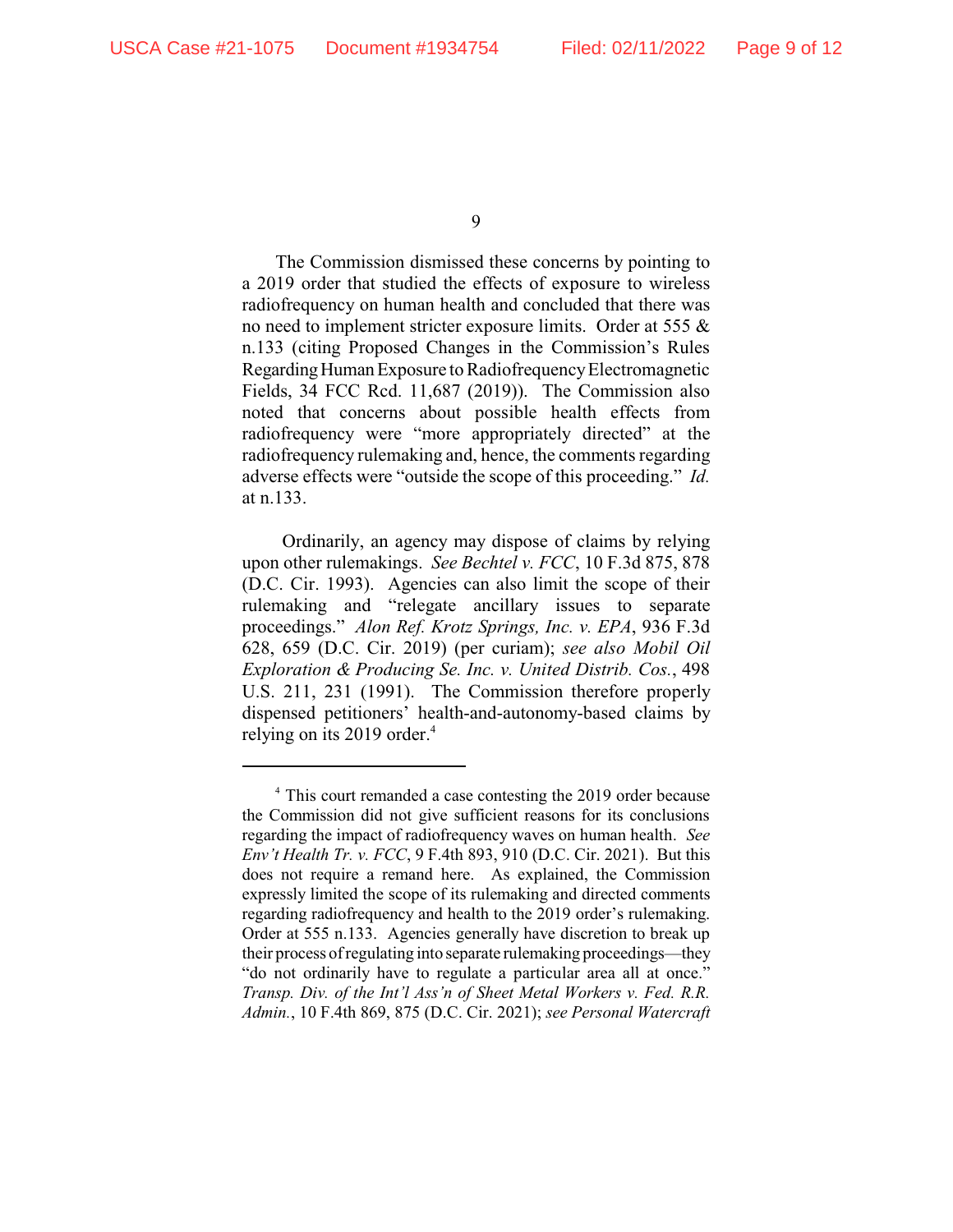The Commission dismissed these concerns by pointing to a 2019 order that studied the effects of exposure to wireless radiofrequency on human health and concluded that there was no need to implement stricter exposure limits. Order at 555 & n.133 (citing Proposed Changes in the Commission's Rules Regarding Human Exposure to Radiofrequency Electromagnetic Fields, 34 FCC Rcd. 11,687 (2019)). The Commission also noted that concerns about possible health effects from radiofrequency were "more appropriately directed" at the radiofrequency rulemaking and, hence, the comments regarding adverse effects were "outside the scope of this proceeding." *Id.* at n.133.

Ordinarily, an agency may dispose of claims by relying upon other rulemakings. *See Bechtel v. FCC*, 10 F.3d 875, 878 (D.C. Cir. 1993). Agencies can also limit the scope of their rulemaking and "relegate ancillary issues to separate proceedings." *Alon Ref. Krotz Springs, Inc. v. EPA*, 936 F.3d 628, 659 (D.C. Cir. 2019) (per curiam); *see also Mobil Oil Exploration & Producing Se. Inc. v. United Distrib. Cos.*, 498 U.S. 211, 231 (1991). The Commission therefore properly dispensed petitioners' health-and-autonomy-based claims by relying on its 2019 order.[4]

---

[4] This court remanded a case contesting the 2019 order because the Commission did not give sufficient reasons for its conclusions regarding the impact of radiofrequency waves on human health. *See Env't Health Tr. v. FCC*, 9 F.4th 893, 910 (D.C. Cir. 2021). But this does not require a remand here. As explained, the Commission expressly limited the scope of its rulemaking and directed comments regarding radiofrequency and health to the 2019 order's rulemaking. Order at 555 n.133. Agencies generally have discretion to break up their process of regulating into separate rulemaking proceedings—they "do not ordinarily have to regulate a particular area all at once." *Transp. Div. of the Int'l Ass'n of Sheet Metal Workers v. Fed. R.R. Admin.*, 10 F.4th 869, 875 (D.C. Cir. 2021); *see Personal Watercraft*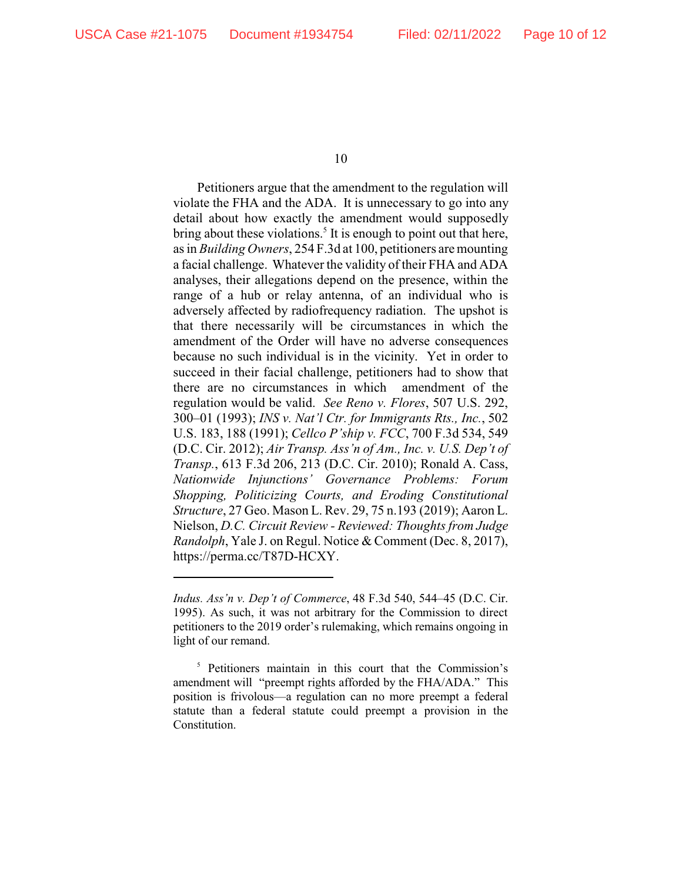Petitioners argue that the amendment to the regulation will violate the FHA and the ADA. It is unnecessary to go into any detail about how exactly the amendment would supposedly bring about these violations.[5] It is enough to point out that here, as in *Building Owners*, 254 F.3d at 100, petitioners are mounting a facial challenge. Whatever the validity of their FHA and ADA analyses, their allegations depend on the presence, within the range of a hub or relay antenna, of an individual who is adversely affected by radiofrequency radiation. The upshot is that there necessarily will be circumstances in which the amendment of the Order will have no adverse consequences because no such individual is in the vicinity. Yet in order to succeed in their facial challenge, petitioners had to show that there are no circumstances in which amendment of the regulation would be valid. *See Reno v. Flores*, 507 U.S. 292, 300–01 (1993); *INS v. Nat'l Ctr. for Immigrants Rts., Inc.*, 502 U.S. 183, 188 (1991); *Cellco P'ship v. FCC*, 700 F.3d 534, 549 (D.C. Cir. 2012); *Air Transp. Ass'n of Am., Inc. v. U.S. Dep't of Transp.*, 613 F.3d 206, 213 (D.C. Cir. 2010); Ronald A. Cass, *Nationwide Injunctions' Governance Problems: Forum Shopping, Politicizing Courts, and Eroding Constitutional Structure*, 27 Geo. Mason L. Rev. 29, 75 n.193 (2019); Aaron L. Nielson, *D.C. Circuit Review - Reviewed: Thoughts from Judge Randolph*, Yale J. on Regul. Notice & Comment (Dec. 8, 2017), https://perma.cc/T87D-HCXY.

---

*Indus. Ass'n v. Dep't of Commerce*, 48 F.3d 540, 544–45 (D.C. Cir. 1995). As such, it was not arbitrary for the Commission to direct petitioners to the 2019 order's rulemaking, which remains ongoing in light of our remand.

[5] Petitioners maintain in this court that the Commission's amendment will "preempt rights afforded by the FHA/ADA." This position is frivolous—a regulation can no more preempt a federal statute than a federal statute could preempt a provision in the Constitution.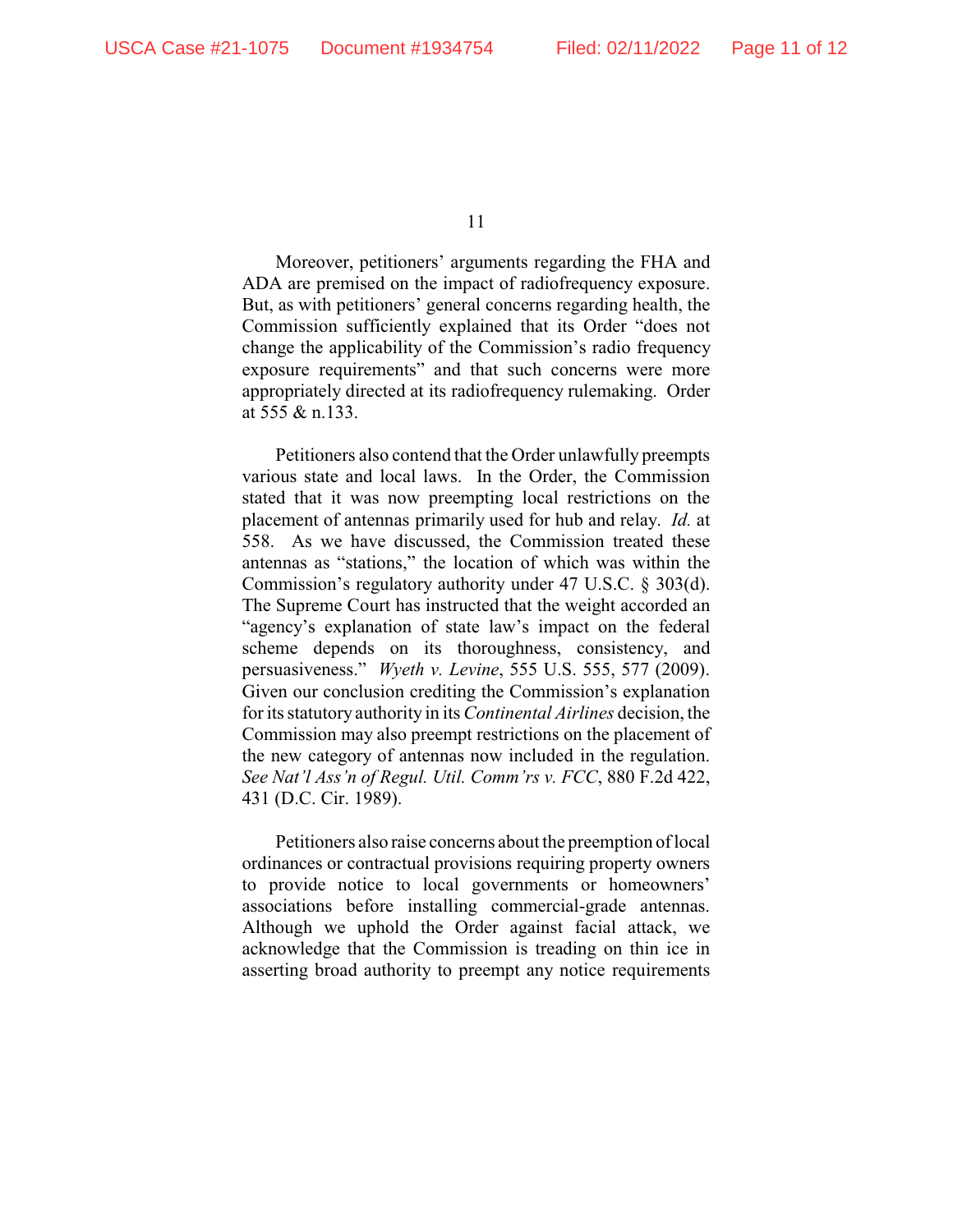Moreover, petitioners' arguments regarding the FHA and ADA are premised on the impact of radiofrequency exposure. But, as with petitioners' general concerns regarding health, the Commission sufficiently explained that its Order "does not change the applicability of the Commission's radio frequency exposure requirements" and that such concerns were more appropriately directed at its radiofrequency rulemaking. Order at 555 & n.133.

Petitioners also contend that the Order unlawfully preempts various state and local laws. In the Order, the Commission stated that it was now preempting local restrictions on the placement of antennas primarily used for hub and relay. *Id.* at 558. As we have discussed, the Commission treated these antennas as "stations," the location of which was within the Commission's regulatory authority under 47 U.S.C. § 303(d). The Supreme Court has instructed that the weight accorded an "agency's explanation of state law's impact on the federal scheme depends on its thoroughness, consistency, and persuasiveness." *Wyeth v. Levine*, 555 U.S. 555, 577 (2009). Given our conclusion crediting the Commission's explanation for its statutory authority in its *Continental Airlines* decision, the Commission may also preempt restrictions on the placement of the new category of antennas now included in the regulation. *See Nat'l Ass'n of Regul. Util. Comm'rs v. FCC*, 880 F.2d 422, 431 (D.C. Cir. 1989).

Petitioners also raise concerns about the preemption of local ordinances or contractual provisions requiring property owners to provide notice to local governments or homeowners' associations before installing commercial-grade antennas. Although we uphold the Order against facial attack, we acknowledge that the Commission is treading on thin ice in asserting broad authority to preempt any notice requirements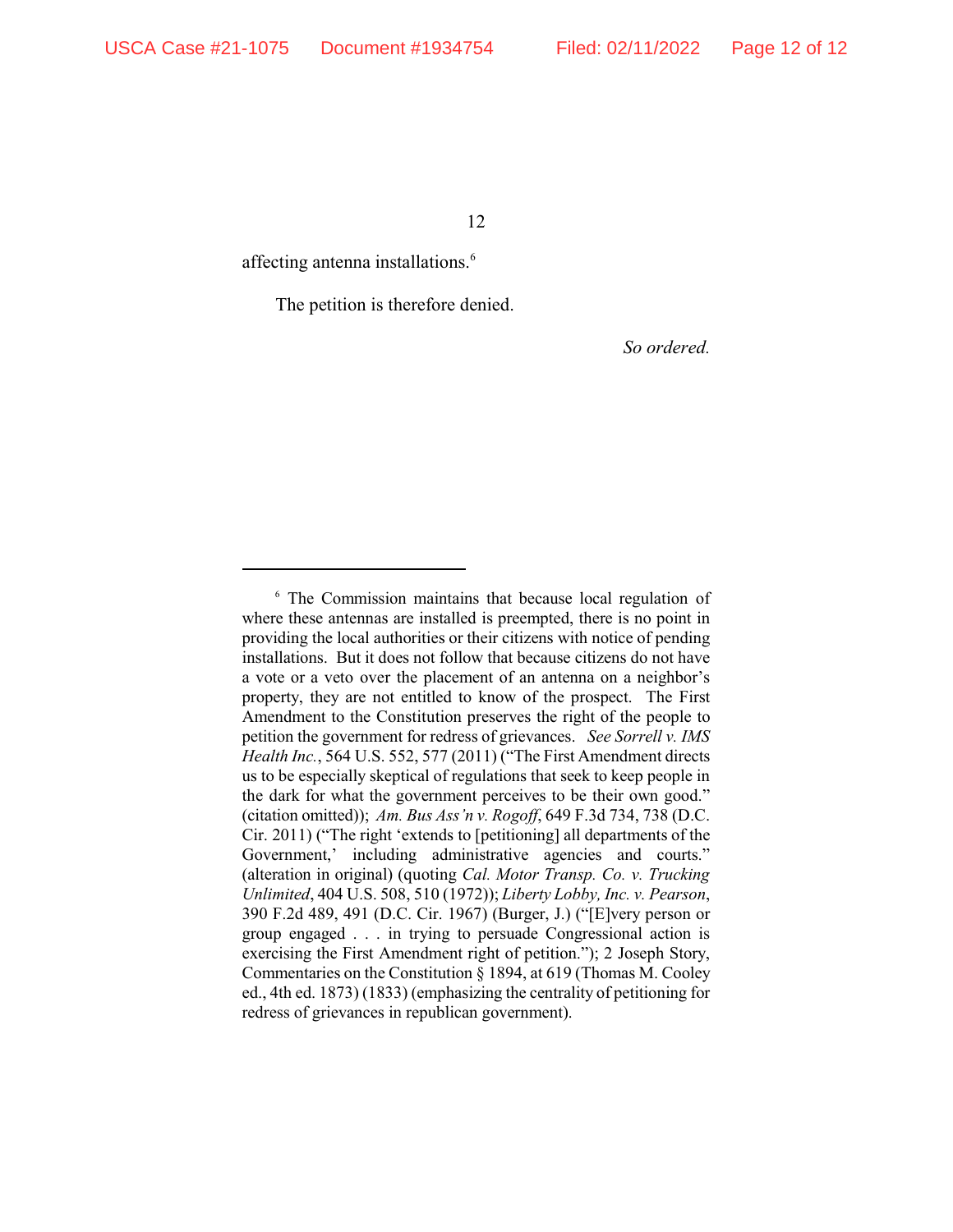affecting antenna installations.[6]

The petition is therefore denied.

*So ordered.*

---

[6] The Commission maintains that because local regulation of where these antennas are installed is preempted, there is no point in providing the local authorities or their citizens with notice of pending installations. But it does not follow that because citizens do not have a vote or a veto over the placement of an antenna on a neighbor's property, they are not entitled to know of the prospect. The First Amendment to the Constitution preserves the right of the people to petition the government for redress of grievances. *See Sorrell v. IMS Health Inc.*, 564 U.S. 552, 577 (2011) ("The First Amendment directs us to be especially skeptical of regulations that seek to keep people in the dark for what the government perceives to be their own good." (citation omitted)); *Am. Bus Ass'n v. Rogoff*, 649 F.3d 734, 738 (D.C. Cir. 2011) ("The right 'extends to [petitioning] all departments of the Government,' including administrative agencies and courts." (alteration in original) (quoting *Cal. Motor Transp. Co. v. Trucking Unlimited*, 404 U.S. 508, 510 (1972)); *Liberty Lobby, Inc. v. Pearson*, 390 F.2d 489, 491 (D.C. Cir. 1967) (Burger, J.) ("[E]very person or group engaged . . . in trying to persuade Congressional action is exercising the First Amendment right of petition."); 2 Joseph Story, Commentaries on the Constitution § 1894, at 619 (Thomas M. Cooley ed., 4th ed. 1873) (1833) (emphasizing the centrality of petitioning for redress of grievances in republican government).